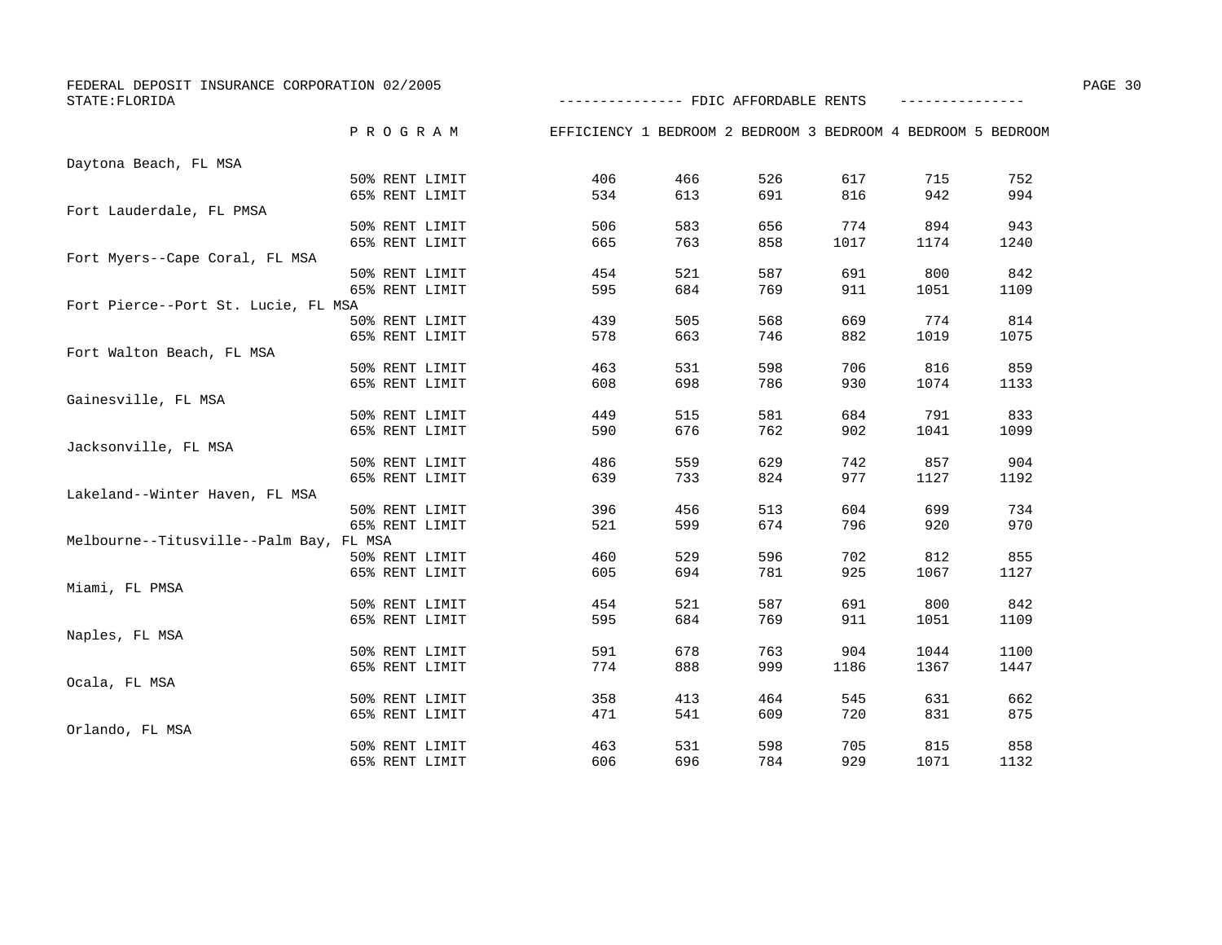FEDERAL DEPOSIT INSURANCE CORPORATION 02/2005
STATE:FLORIDA

## FDIC AFFORDABLE RENTS

| | PROGRAM | EFFICIENCY | 1 BEDROOM | 2 BEDROOM | 3 BEDROOM | 4 BEDROOM | 5 BEDROOM |
|---|---|---|---|---|---|---|---|
| Daytona Beach, FL MSA | | | | | | | |
| | 50% RENT LIMIT | 406 | 466 | 526 | 617 | 715 | 752 |
| | 65% RENT LIMIT | 534 | 613 | 691 | 816 | 942 | 994 |
| Fort Lauderdale, FL PMSA | | | | | | | |
| | 50% RENT LIMIT | 506 | 583 | 656 | 774 | 894 | 943 |
| | 65% RENT LIMIT | 665 | 763 | 858 | 1017 | 1174 | 1240 |
| Fort Myers--Cape Coral, FL MSA | | | | | | | |
| | 50% RENT LIMIT | 454 | 521 | 587 | 691 | 800 | 842 |
| | 65% RENT LIMIT | 595 | 684 | 769 | 911 | 1051 | 1109 |
| Fort Pierce--Port St. Lucie, FL MSA | | | | | | | |
| | 50% RENT LIMIT | 439 | 505 | 568 | 669 | 774 | 814 |
| | 65% RENT LIMIT | 578 | 663 | 746 | 882 | 1019 | 1075 |
| Fort Walton Beach, FL MSA | | | | | | | |
| | 50% RENT LIMIT | 463 | 531 | 598 | 706 | 816 | 859 |
| | 65% RENT LIMIT | 608 | 698 | 786 | 930 | 1074 | 1133 |
| Gainesville, FL MSA | | | | | | | |
| | 50% RENT LIMIT | 449 | 515 | 581 | 684 | 791 | 833 |
| | 65% RENT LIMIT | 590 | 676 | 762 | 902 | 1041 | 1099 |
| Jacksonville, FL MSA | | | | | | | |
| | 50% RENT LIMIT | 486 | 559 | 629 | 742 | 857 | 904 |
| | 65% RENT LIMIT | 639 | 733 | 824 | 977 | 1127 | 1192 |
| Lakeland--Winter Haven, FL MSA | | | | | | | |
| | 50% RENT LIMIT | 396 | 456 | 513 | 604 | 699 | 734 |
| | 65% RENT LIMIT | 521 | 599 | 674 | 796 | 920 | 970 |
| Melbourne--Titusville--Palm Bay, FL MSA | | | | | | | |
| | 50% RENT LIMIT | 460 | 529 | 596 | 702 | 812 | 855 |
| | 65% RENT LIMIT | 605 | 694 | 781 | 925 | 1067 | 1127 |
| Miami, FL PMSA | | | | | | | |
| | 50% RENT LIMIT | 454 | 521 | 587 | 691 | 800 | 842 |
| | 65% RENT LIMIT | 595 | 684 | 769 | 911 | 1051 | 1109 |
| Naples, FL MSA | | | | | | | |
| | 50% RENT LIMIT | 591 | 678 | 763 | 904 | 1044 | 1100 |
| | 65% RENT LIMIT | 774 | 888 | 999 | 1186 | 1367 | 1447 |
| Ocala, FL MSA | | | | | | | |
| | 50% RENT LIMIT | 358 | 413 | 464 | 545 | 631 | 662 |
| | 65% RENT LIMIT | 471 | 541 | 609 | 720 | 831 | 875 |
| Orlando, FL MSA | | | | | | | |
| | 50% RENT LIMIT | 463 | 531 | 598 | 705 | 815 | 858 |
| | 65% RENT LIMIT | 606 | 696 | 784 | 929 | 1071 | 1132 |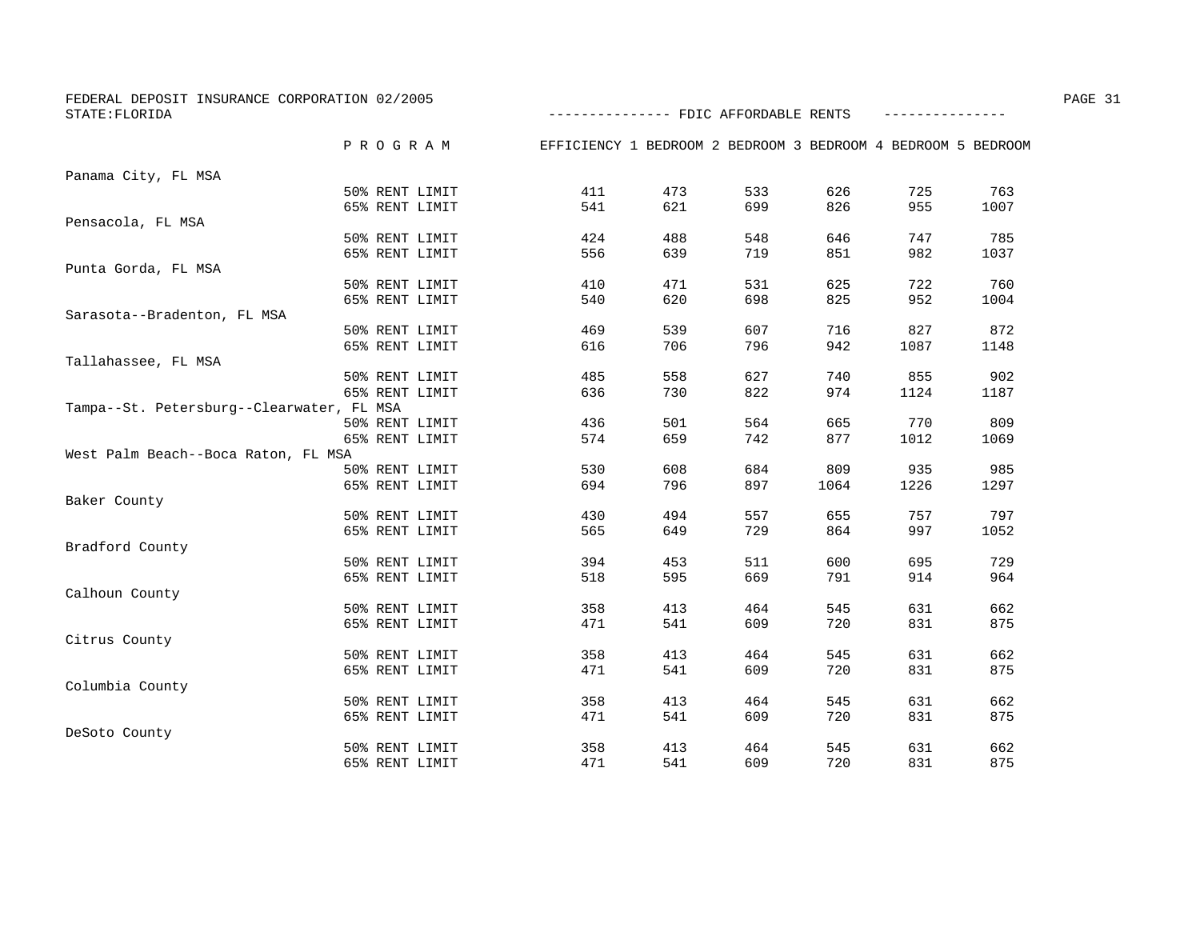FEDERAL DEPOSIT INSURANCE CORPORATION 02/2005

STATE:FLORIDA

FDIC AFFORDABLE RENTS

| | PROGRAM | EFFICIENCY | 1 BEDROOM | 2 BEDROOM | 3 BEDROOM | 4 BEDROOM | 5 BEDROOM |
|---|---|---|---|---|---|---|---|
| Panama City, FL MSA | | | | | | | |
| | 50% RENT LIMIT | 411 | 473 | 533 | 626 | 725 | 763 |
| | 65% RENT LIMIT | 541 | 621 | 699 | 826 | 955 | 1007 |
| Pensacola, FL MSA | | | | | | | |
| | 50% RENT LIMIT | 424 | 488 | 548 | 646 | 747 | 785 |
| | 65% RENT LIMIT | 556 | 639 | 719 | 851 | 982 | 1037 |
| Punta Gorda, FL MSA | | | | | | | |
| | 50% RENT LIMIT | 410 | 471 | 531 | 625 | 722 | 760 |
| | 65% RENT LIMIT | 540 | 620 | 698 | 825 | 952 | 1004 |
| Sarasota--Bradenton, FL MSA | | | | | | | |
| | 50% RENT LIMIT | 469 | 539 | 607 | 716 | 827 | 872 |
| | 65% RENT LIMIT | 616 | 706 | 796 | 942 | 1087 | 1148 |
| Tallahassee, FL MSA | | | | | | | |
| | 50% RENT LIMIT | 485 | 558 | 627 | 740 | 855 | 902 |
| | 65% RENT LIMIT | 636 | 730 | 822 | 974 | 1124 | 1187 |
| Tampa--St. Petersburg--Clearwater, FL MSA | | | | | | | |
| | 50% RENT LIMIT | 436 | 501 | 564 | 665 | 770 | 809 |
| | 65% RENT LIMIT | 574 | 659 | 742 | 877 | 1012 | 1069 |
| West Palm Beach--Boca Raton, FL MSA | | | | | | | |
| | 50% RENT LIMIT | 530 | 608 | 684 | 809 | 935 | 985 |
| | 65% RENT LIMIT | 694 | 796 | 897 | 1064 | 1226 | 1297 |
| Baker County | | | | | | | |
| | 50% RENT LIMIT | 430 | 494 | 557 | 655 | 757 | 797 |
| | 65% RENT LIMIT | 565 | 649 | 729 | 864 | 997 | 1052 |
| Bradford County | | | | | | | |
| | 50% RENT LIMIT | 394 | 453 | 511 | 600 | 695 | 729 |
| | 65% RENT LIMIT | 518 | 595 | 669 | 791 | 914 | 964 |
| Calhoun County | | | | | | | |
| | 50% RENT LIMIT | 358 | 413 | 464 | 545 | 631 | 662 |
| | 65% RENT LIMIT | 471 | 541 | 609 | 720 | 831 | 875 |
| Citrus County | | | | | | | |
| | 50% RENT LIMIT | 358 | 413 | 464 | 545 | 631 | 662 |
| | 65% RENT LIMIT | 471 | 541 | 609 | 720 | 831 | 875 |
| Columbia County | | | | | | | |
| | 50% RENT LIMIT | 358 | 413 | 464 | 545 | 631 | 662 |
| | 65% RENT LIMIT | 471 | 541 | 609 | 720 | 831 | 875 |
| DeSoto County | | | | | | | |
| | 50% RENT LIMIT | 358 | 413 | 464 | 545 | 631 | 662 |
| | 65% RENT LIMIT | 471 | 541 | 609 | 720 | 831 | 875 |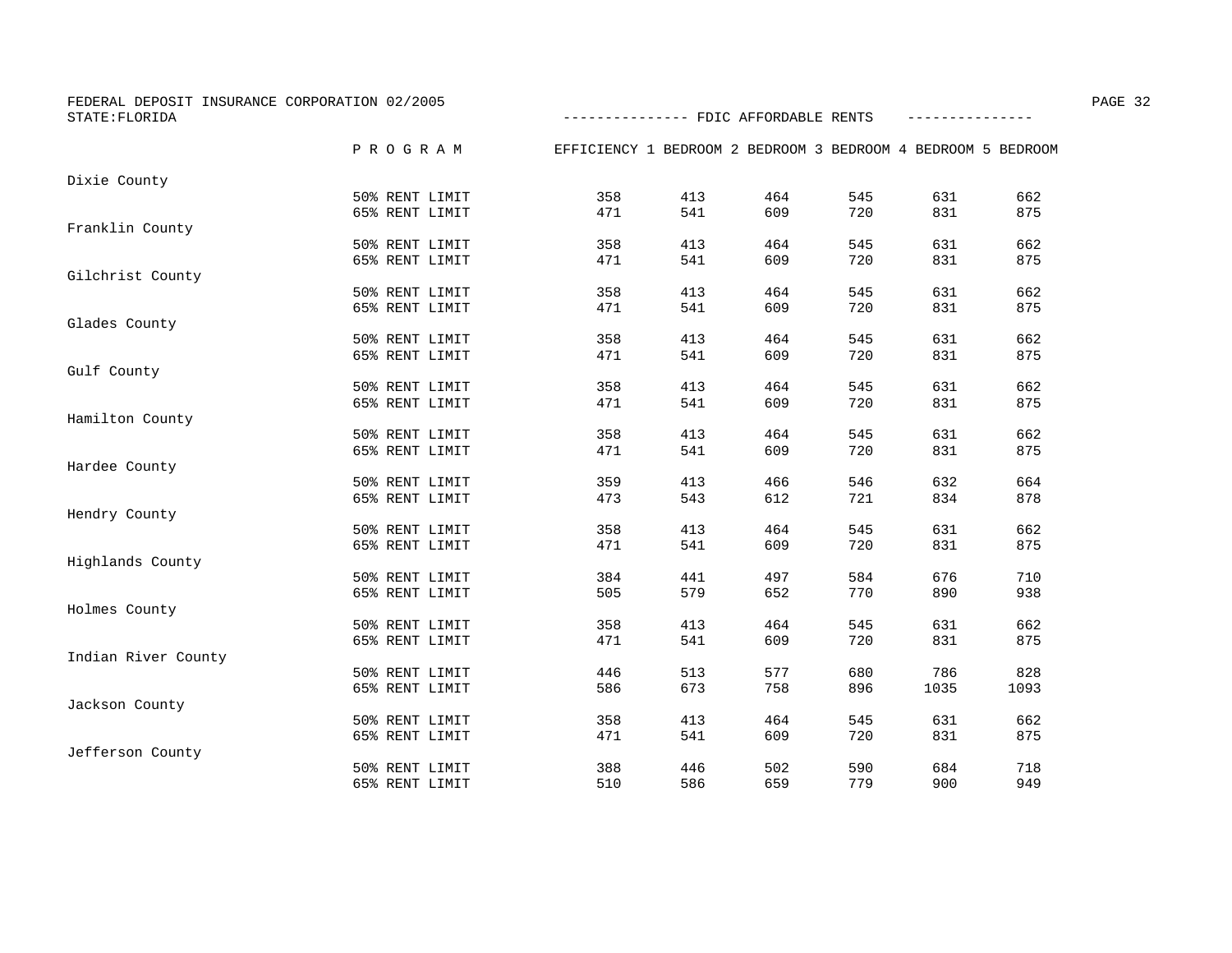FEDERAL DEPOSIT INSURANCE CORPORATION 02/2005

STATE:FLORIDA

--------------- FDIC AFFORDABLE RENTS ---------------

| County | PROGRAM | EFFICIENCY | 1 BEDROOM | 2 BEDROOM | 3 BEDROOM | 4 BEDROOM | 5 BEDROOM |
|---|---|---|---|---|---|---|---|
| Dixie County | | | | | | | |
| | 50% RENT LIMIT | 358 | 413 | 464 | 545 | 631 | 662 |
| | 65% RENT LIMIT | 471 | 541 | 609 | 720 | 831 | 875 |
| Franklin County | | | | | | | |
| | 50% RENT LIMIT | 358 | 413 | 464 | 545 | 631 | 662 |
| | 65% RENT LIMIT | 471 | 541 | 609 | 720 | 831 | 875 |
| Gilchrist County | | | | | | | |
| | 50% RENT LIMIT | 358 | 413 | 464 | 545 | 631 | 662 |
| | 65% RENT LIMIT | 471 | 541 | 609 | 720 | 831 | 875 |
| Glades County | | | | | | | |
| | 50% RENT LIMIT | 358 | 413 | 464 | 545 | 631 | 662 |
| | 65% RENT LIMIT | 471 | 541 | 609 | 720 | 831 | 875 |
| Gulf County | | | | | | | |
| | 50% RENT LIMIT | 358 | 413 | 464 | 545 | 631 | 662 |
| | 65% RENT LIMIT | 471 | 541 | 609 | 720 | 831 | 875 |
| Hamilton County | | | | | | | |
| | 50% RENT LIMIT | 358 | 413 | 464 | 545 | 631 | 662 |
| | 65% RENT LIMIT | 471 | 541 | 609 | 720 | 831 | 875 |
| Hardee County | | | | | | | |
| | 50% RENT LIMIT | 359 | 413 | 466 | 546 | 632 | 664 |
| | 65% RENT LIMIT | 473 | 543 | 612 | 721 | 834 | 878 |
| Hendry County | | | | | | | |
| | 50% RENT LIMIT | 358 | 413 | 464 | 545 | 631 | 662 |
| | 65% RENT LIMIT | 471 | 541 | 609 | 720 | 831 | 875 |
| Highlands County | | | | | | | |
| | 50% RENT LIMIT | 384 | 441 | 497 | 584 | 676 | 710 |
| | 65% RENT LIMIT | 505 | 579 | 652 | 770 | 890 | 938 |
| Holmes County | | | | | | | |
| | 50% RENT LIMIT | 358 | 413 | 464 | 545 | 631 | 662 |
| | 65% RENT LIMIT | 471 | 541 | 609 | 720 | 831 | 875 |
| Indian River County | | | | | | | |
| | 50% RENT LIMIT | 446 | 513 | 577 | 680 | 786 | 828 |
| | 65% RENT LIMIT | 586 | 673 | 758 | 896 | 1035 | 1093 |
| Jackson County | | | | | | | |
| | 50% RENT LIMIT | 358 | 413 | 464 | 545 | 631 | 662 |
| | 65% RENT LIMIT | 471 | 541 | 609 | 720 | 831 | 875 |
| Jefferson County | | | | | | | |
| | 50% RENT LIMIT | 388 | 446 | 502 | 590 | 684 | 718 |
| | 65% RENT LIMIT | 510 | 586 | 659 | 779 | 900 | 949 |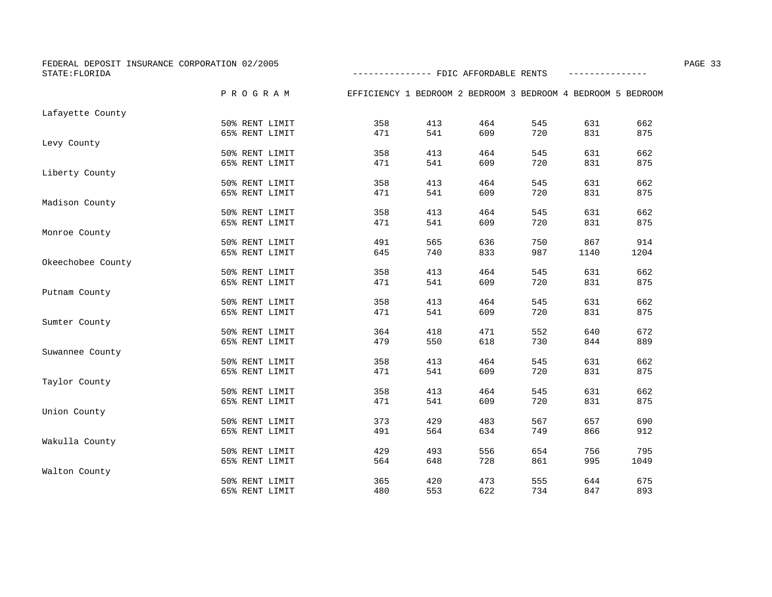FEDERAL DEPOSIT INSURANCE CORPORATION 02/2005

STATE:FLORIDA

--------------- FDIC AFFORDABLE RENTS ---------------

| | PROGRAM | EFFICIENCY | 1 BEDROOM | 2 BEDROOM | 3 BEDROOM | 4 BEDROOM | 5 BEDROOM |
|---|---|---|---|---|---|---|---|
| Lafayette County | | | | | | | |
| | 50% RENT LIMIT | 358 | 413 | 464 | 545 | 631 | 662 |
| | 65% RENT LIMIT | 471 | 541 | 609 | 720 | 831 | 875 |
| Levy County | | | | | | | |
| | 50% RENT LIMIT | 358 | 413 | 464 | 545 | 631 | 662 |
| | 65% RENT LIMIT | 471 | 541 | 609 | 720 | 831 | 875 |
| Liberty County | | | | | | | |
| | 50% RENT LIMIT | 358 | 413 | 464 | 545 | 631 | 662 |
| | 65% RENT LIMIT | 471 | 541 | 609 | 720 | 831 | 875 |
| Madison County | | | | | | | |
| | 50% RENT LIMIT | 358 | 413 | 464 | 545 | 631 | 662 |
| | 65% RENT LIMIT | 471 | 541 | 609 | 720 | 831 | 875 |
| Monroe County | | | | | | | |
| | 50% RENT LIMIT | 491 | 565 | 636 | 750 | 867 | 914 |
| | 65% RENT LIMIT | 645 | 740 | 833 | 987 | 1140 | 1204 |
| Okeechobee County | | | | | | | |
| | 50% RENT LIMIT | 358 | 413 | 464 | 545 | 631 | 662 |
| | 65% RENT LIMIT | 471 | 541 | 609 | 720 | 831 | 875 |
| Putnam County | | | | | | | |
| | 50% RENT LIMIT | 358 | 413 | 464 | 545 | 631 | 662 |
| | 65% RENT LIMIT | 471 | 541 | 609 | 720 | 831 | 875 |
| Sumter County | | | | | | | |
| | 50% RENT LIMIT | 364 | 418 | 471 | 552 | 640 | 672 |
| | 65% RENT LIMIT | 479 | 550 | 618 | 730 | 844 | 889 |
| Suwannee County | | | | | | | |
| | 50% RENT LIMIT | 358 | 413 | 464 | 545 | 631 | 662 |
| | 65% RENT LIMIT | 471 | 541 | 609 | 720 | 831 | 875 |
| Taylor County | | | | | | | |
| | 50% RENT LIMIT | 358 | 413 | 464 | 545 | 631 | 662 |
| | 65% RENT LIMIT | 471 | 541 | 609 | 720 | 831 | 875 |
| Union County | | | | | | | |
| | 50% RENT LIMIT | 373 | 429 | 483 | 567 | 657 | 690 |
| | 65% RENT LIMIT | 491 | 564 | 634 | 749 | 866 | 912 |
| Wakulla County | | | | | | | |
| | 50% RENT LIMIT | 429 | 493 | 556 | 654 | 756 | 795 |
| | 65% RENT LIMIT | 564 | 648 | 728 | 861 | 995 | 1049 |
| Walton County | | | | | | | |
| | 50% RENT LIMIT | 365 | 420 | 473 | 555 | 644 | 675 |
| | 65% RENT LIMIT | 480 | 553 | 622 | 734 | 847 | 893 |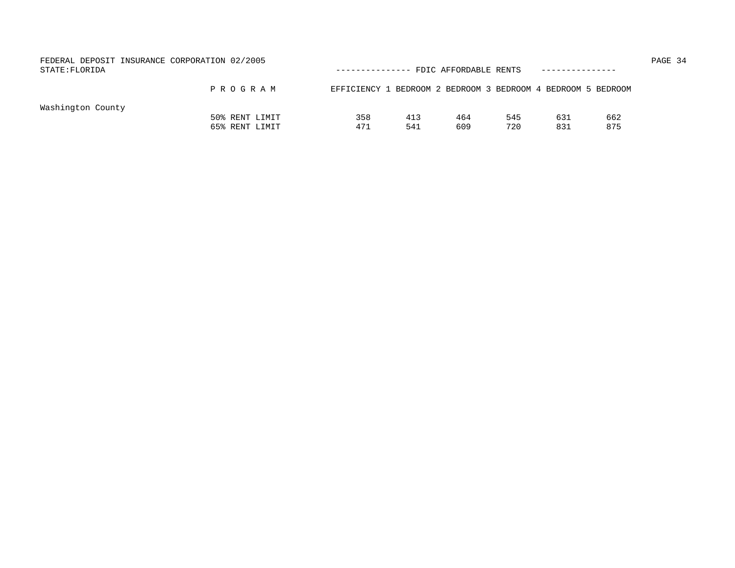FEDERAL DEPOSIT INSURANCE CORPORATION 02/2005

STATE:FLORIDA

FDIC AFFORDABLE RENTS

| | P R O G R A M | EFFICIENCY | 1 BEDROOM | 2 BEDROOM | 3 BEDROOM | 4 BEDROOM | 5 BEDROOM |
|---|---|---|---|---|---|---|---|
| Washington County | | | | | | | |
| | 50% RENT LIMIT | 358 | 413 | 464 | 545 | 631 | 662 |
| | 65% RENT LIMIT | 471 | 541 | 609 | 720 | 831 | 875 |